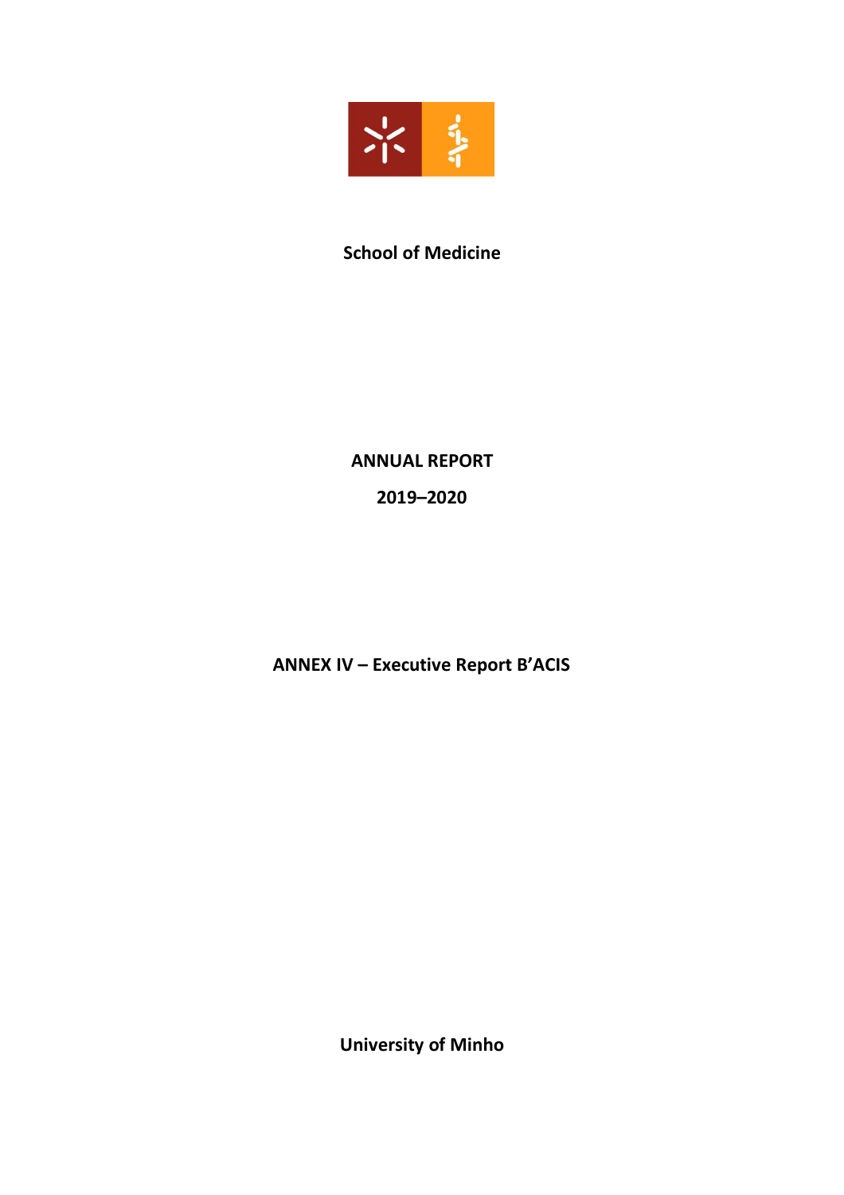**School of Medicine**

# ANNUAL REPORT

## 2019–2020

## ANNEX IV – Executive Report B'ACIS

**University of Minho**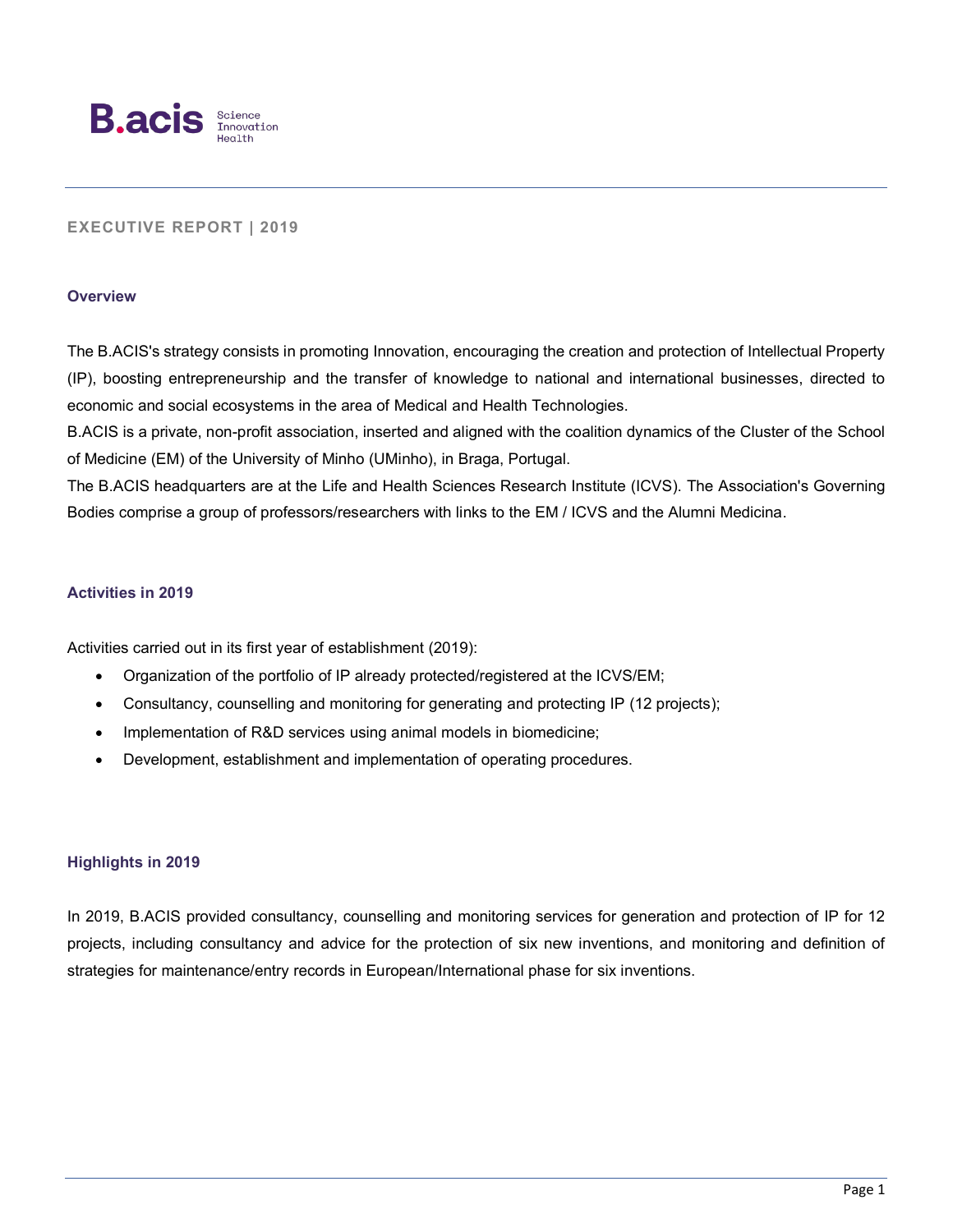B.acis Science Innovation Health

# EXECUTIVE REPORT | 2019

## Overview

The B.ACIS's strategy consists in promoting Innovation, encouraging the creation and protection of Intellectual Property (IP), boosting entrepreneurship and the transfer of knowledge to national and international businesses, directed to economic and social ecosystems in the area of Medical and Health Technologies.

B.ACIS is a private, non-profit association, inserted and aligned with the coalition dynamics of the Cluster of the School of Medicine (EM) of the University of Minho (UMinho), in Braga, Portugal.

The B.ACIS headquarters are at the Life and Health Sciences Research Institute (ICVS). The Association's Governing Bodies comprise a group of professors/researchers with links to the EM / ICVS and the Alumni Medicina.

## Activities in 2019

Activities carried out in its first year of establishment (2019):

- Organization of the portfolio of IP already protected/registered at the ICVS/EM;
- Consultancy, counselling and monitoring for generating and protecting IP (12 projects);
- Implementation of R&D services using animal models in biomedicine;
- Development, establishment and implementation of operating procedures.

## Highlights in 2019

In 2019, B.ACIS provided consultancy, counselling and monitoring services for generation and protection of IP for 12 projects, including consultancy and advice for the protection of six new inventions, and monitoring and definition of strategies for maintenance/entry records in European/International phase for six inventions.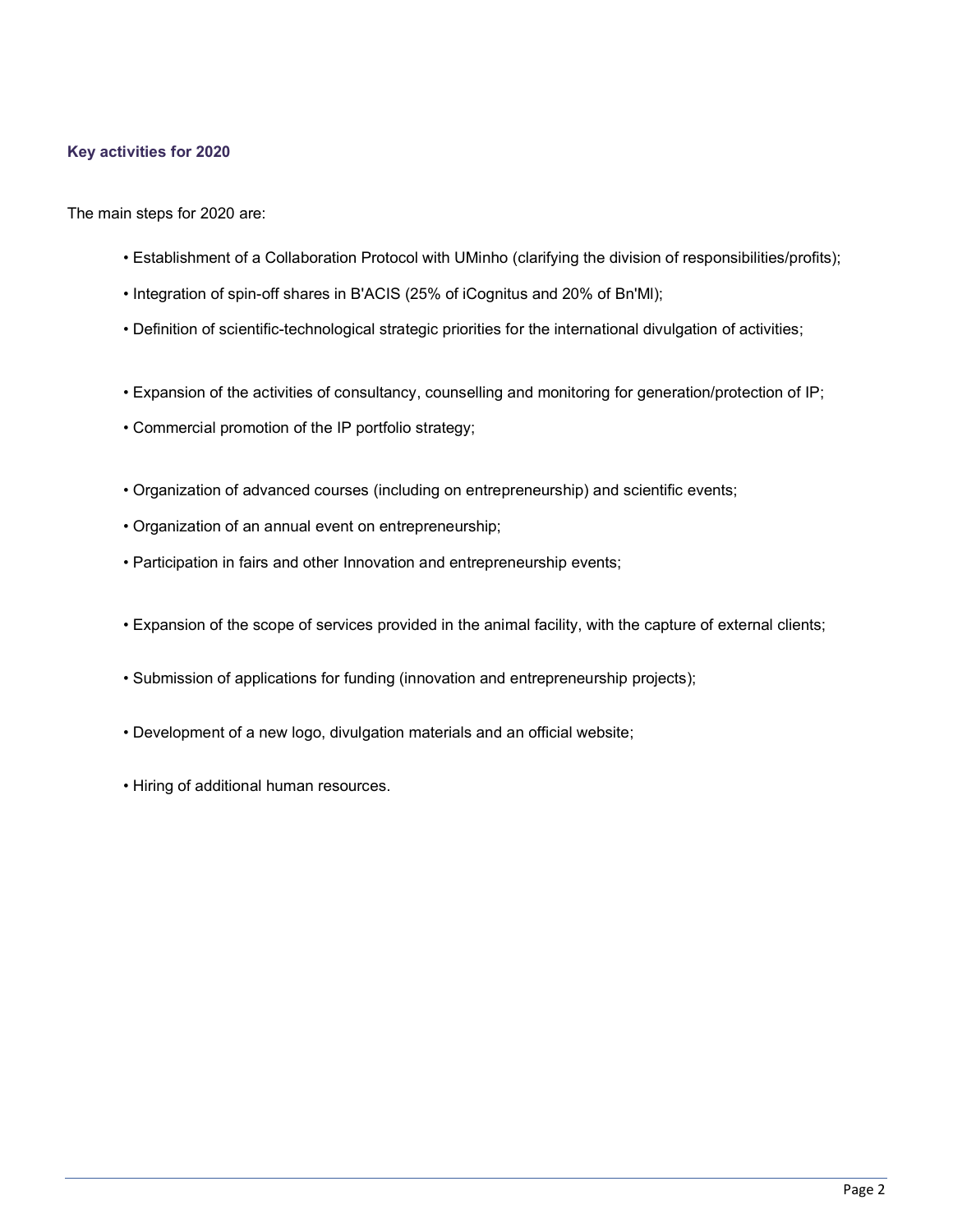### Key activities for 2020

The main steps for 2020 are:

- Establishment of a Collaboration Protocol with UMinho (clarifying the division of responsibilities/profits);
- Integration of spin-off shares in B'ACIS (25% of iCognitus and 20% of Bn'Ml);
- Definition of scientific-technological strategic priorities for the international divulgation of activities;

- Expansion of the activities of consultancy, counselling and monitoring for generation/protection of IP;
- Commercial promotion of the IP portfolio strategy;

- Organization of advanced courses (including on entrepreneurship) and scientific events;
- Organization of an annual event on entrepreneurship;
- Participation in fairs and other Innovation and entrepreneurship events;

- Expansion of the scope of services provided in the animal facility, with the capture of external clients;

- Submission of applications for funding (innovation and entrepreneurship projects);

- Development of a new logo, divulgation materials and an official website;

- Hiring of additional human resources.